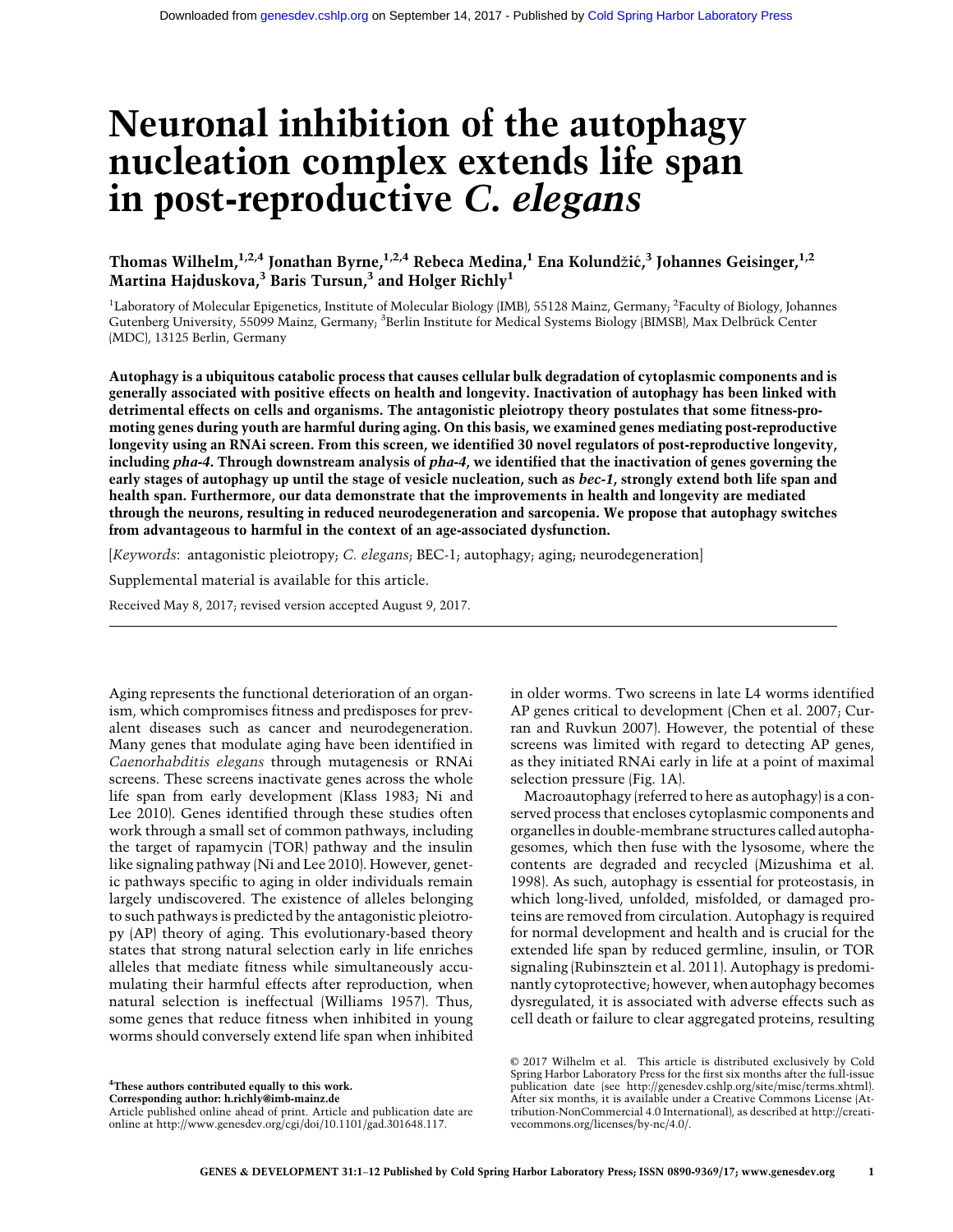# Neuronal inhibition of the autophagy nucleation complex extends life span in post-reproductive *C. elegans*

**Thomas Wilhelm,[1,2,4] Jonathan Byrne,[1,2,4] Rebeca Medina,[1] Ena Kolundžić,[3] Johannes Geisinger,[1,2] Martina Hajduskova,[3] Baris Tursun,[3] and Holger Richly[1]**

[1]Laboratory of Molecular Epigenetics, Institute of Molecular Biology (IMB), 55128 Mainz, Germany; [2]Faculty of Biology, Johannes Gutenberg University, 55099 Mainz, Germany; [3]Berlin Institute for Medical Systems Biology (BIMSB), Max Delbrück Center (MDC), 13125 Berlin, Germany

**Autophagy is a ubiquitous catabolic process that causes cellular bulk degradation of cytoplasmic components and is generally associated with positive effects on health and longevity. Inactivation of autophagy has been linked with detrimental effects on cells and organisms. The antagonistic pleiotropy theory postulates that some fitness-promoting genes during youth are harmful during aging. On this basis, we examined genes mediating post-reproductive longevity using an RNAi screen. From this screen, we identified 30 novel regulators of post-reproductive longevity, including *pha-4*. Through downstream analysis of *pha-4*, we identified that the inactivation of genes governing the early stages of autophagy up until the stage of vesicle nucleation, such as *bec-1*, strongly extend both life span and health span. Furthermore, our data demonstrate that the improvements in health and longevity are mediated through the neurons, resulting in reduced neurodegeneration and sarcopenia. We propose that autophagy switches from advantageous to harmful in the context of an age-associated dysfunction.**

[*Keywords*: antagonistic pleiotropy; *C. elegans*; BEC-1; autophagy; aging; neurodegeneration]

Supplemental material is available for this article.

Received May 8, 2017; revised version accepted August 9, 2017.

Aging represents the functional deterioration of an organism, which compromises fitness and predisposes for prevalent diseases such as cancer and neurodegeneration. Many genes that modulate aging have been identified in *Caenorhabditis elegans* through mutagenesis or RNAi screens. These screens inactivate genes across the whole life span from early development (Klass 1983; Ni and Lee 2010). Genes identified through these studies often work through a small set of common pathways, including the target of rapamycin (TOR) pathway and the insulin like signaling pathway (Ni and Lee 2010). However, genetic pathways specific to aging in older individuals remain largely undiscovered. The existence of alleles belonging to such pathways is predicted by the antagonistic pleiotropy (AP) theory of aging. This evolutionary-based theory states that strong natural selection early in life enriches alleles that mediate fitness while simultaneously accumulating their harmful effects after reproduction, when natural selection is ineffectual (Williams 1957). Thus, some genes that reduce fitness when inhibited in young worms should conversely extend life span when inhibited in older worms. Two screens in late L4 worms identified AP genes critical to development (Chen et al. 2007; Curran and Ruvkun 2007). However, the potential of these screens was limited with regard to detecting AP genes, as they initiated RNAi early in life at a point of maximal selection pressure (Fig. 1A).

Macroautophagy (referred to here as autophagy) is a conserved process that encloses cytoplasmic components and organelles in double-membrane structures called autophagesomes, which then fuse with the lysosome, where the contents are degraded and recycled (Mizushima et al. 1998). As such, autophagy is essential for proteostasis, in which long-lived, unfolded, misfolded, or damaged proteins are removed from circulation. Autophagy is required for normal development and health and is crucial for the extended life span by reduced germline, insulin, or TOR signaling (Rubinsztein et al. 2011). Autophagy is predominantly cytoprotective; however, when autophagy becomes dysregulated, it is associated with adverse effects such as cell death or failure to clear aggregated proteins, resulting

[4]These authors contributed equally to this work.
Corresponding author: h.richly@imb-mainz.de
Article published online ahead of print. Article and publication date are online at http://www.genesdev.org/cgi/doi/10.1101/gad.301648.117.

© 2017 Wilhelm et al. This article is distributed exclusively by Cold Spring Harbor Laboratory Press for the first six months after the full-issue publication date (see http://genesdev.cshlp.org/site/misc/terms.xhtml). After six months, it is available under a Creative Commons License (Attribution-NonCommercial 4.0 International), as described at http://creativecommons.org/licenses/by-nc/4.0/.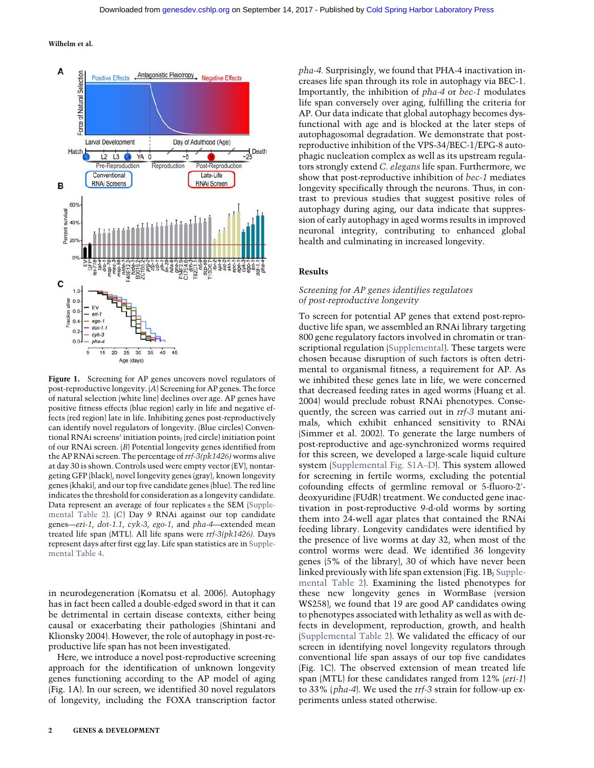**Figure 1.** Screening for AP genes uncovers novel regulators of post-reproductive longevity. (*A*) Screening for AP genes. The force of natural selection (white line) declines over age. AP genes have positive fitness effects (blue region) early in life and negative effects (red region) late in life. Inhibiting genes post-reproductively can identify novel regulators of longevity. (Blue circles) Conventional RNAi screens' initiation points; (red circle) initiation point of our RNAi screen. (*B*) Potential longevity genes identified from the AP RNAi screen. The percentage of *rrf-3(pk1426)* worms alive at day 30 is shown. Controls used were empty vector (EV), nontargeting GFP (black), novel longevity genes (gray), known longevity genes (khaki), and our top five candidate genes (blue). The red line indicates the threshold for consideration as a longevity candidate. Data represent an average of four replicates ± the SEM (Supplemental Table 2). (*C*) Day 9 RNAi against our top candidate genes—*eri-1*, *dot-1.1*, *cyk-3*, *ego-1*, and *pha-4*—extended mean treated life span (MTL). All life spans were *rrf-3(pk1426)*. Days represent days after first egg lay. Life span statistics are in Supplemental Table 4.

in neurodegeneration (Komatsu et al. 2006). Autophagy has in fact been called a double-edged sword in that it can be detrimental in certain disease contexts, either being causal or exacerbating their pathologies (Shintani and Klionsky 2004). However, the role of autophagy in post-reproductive life span has not been investigated.

Here, we introduce a novel post-reproductive screening approach for the identification of unknown longevity genes functioning according to the AP model of aging (Fig. 1A). In our screen, we identified 30 novel regulators of longevity, including the FOXA transcription factor *pha-4*. Surprisingly, we found that PHA-4 inactivation increases life span through its role in autophagy via BEC-1. Importantly, the inhibition of *pha-4* or *bec-1* modulates life span conversely over aging, fulfilling the criteria for AP. Our data indicate that global autophagy becomes dysfunctional with age and is blocked at the later steps of autophagosomal degradation. We demonstrate that post-reproductive inhibition of the VPS-34/BEC-1/EPG-8 autophagic nucleation complex as well as its upstream regulators strongly extend *C. elegans* life span. Furthermore, we show that post-reproductive inhibition of *bec-1* mediates longevity specifically through the neurons. Thus, in contrast to previous studies that suggest positive roles of autophagy during aging, our data indicate that suppression of early autophagy in aged worms results in improved neuronal integrity, contributing to enhanced global health and culminating in increased longevity.

## Results

### *Screening for AP genes identifies regulators of post-reproductive longevity*

To screen for potential AP genes that extend post-reproductive life span, we assembled an RNAi library targeting 800 gene regulatory factors involved in chromatin or transcriptional regulation (Supplemental). These targets were chosen because disruption of such factors is often detrimental to organismal fitness, a requirement for AP. As we inhibited these genes late in life, we were concerned that decreased feeding rates in aged worms (Huang et al. 2004) would preclude robust RNAi phenotypes. Consequently, the screen was carried out in *rrf-3* mutant animals, which exhibit enhanced sensitivity to RNAi (Simmer et al. 2002). To generate the large numbers of post-reproductive and age-synchronized worms required for this screen, we developed a large-scale liquid culture system (Supplemental Fig. S1A–D). This system allowed for screening in fertile worms, excluding the potential cofounding effects of germline removal or 5-fluoro-2′-deoxyuridine (FUdR) treatment. We conducted gene inactivation in post-reproductive 9-d-old worms by sorting them into 24-well agar plates that contained the RNAi feeding library. Longevity candidates were identified by the presence of live worms at day 32, when most of the control worms were dead. We identified 36 longevity genes (5% of the library), 30 of which have not been linked previously with life span extension (Fig. 1B; Supplemental Table 2). Examining the listed phenotypes for these new longevity genes in WormBase (version WS258), we found that 19 are good AP candidates owing to phenotypes associated with lethality as well as with defects in development, reproduction, growth, and health (Supplemental Table 2). We validated the efficacy of our screen in identifying novel longevity regulators through conventional life span assays of our top five candidates (Fig. 1C). The observed extension of mean treated life span (MTL) for these candidates ranged from 12% (*eri-1*) to 33% (*pha-4*). We used the *rrf-3* strain for follow-up experiments unless stated otherwise.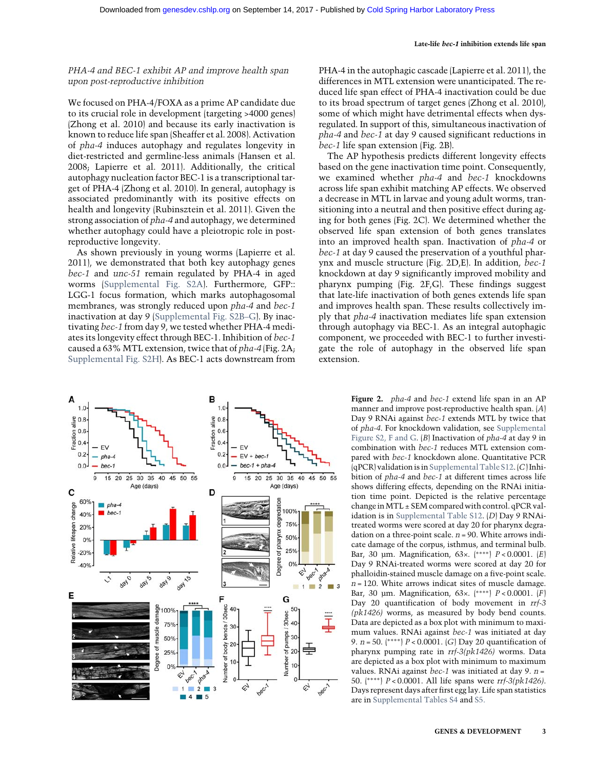### PHA-4 and BEC-1 exhibit AP and improve health span upon post-reproductive inhibition

We focused on PHA-4/FOXA as a prime AP candidate due to its crucial role in development (targeting >4000 genes) (Zhong et al. 2010) and because its early inactivation is known to reduce life span (Sheaffer et al. 2008). Activation of *pha-4* induces autophagy and regulates longevity in diet-restricted and germline-less animals (Hansen et al. 2008; Lapierre et al. 2011). Additionally, the critical autophagy nucleation factor BEC-1 is a transcriptional target of PHA-4 (Zhong et al. 2010). In general, autophagy is associated predominantly with its positive effects on health and longevity (Rubinsztein et al. 2011). Given the strong association of *pha-4* and autophagy, we determined whether autophagy could have a pleiotropic role in post-reproductive longevity.

As shown previously in young worms (Lapierre et al. 2011), we demonstrated that both key autophagy genes *bec-1* and *unc-51* remain regulated by PHA-4 in aged worms (Supplemental Fig. S2A). Furthermore, GFP::LGG-1 focus formation, which marks autophagosomal membranes, was strongly reduced upon *pha-4* and *bec-1* inactivation at day 9 (Supplemental Fig. S2B–G). By inactivating *bec-1* from day 9, we tested whether PHA-4 mediates its longevity effect through BEC-1. Inhibition of *bec-1* caused a 63% MTL extension, twice that of *pha-4* (Fig. 2A; Supplemental Fig. S2H). As BEC-1 acts downstream from PHA-4 in the autophagic cascade (Lapierre et al. 2011), the differences in MTL extension were unanticipated. The reduced life span effect of PHA-4 inactivation could be due to its broad spectrum of target genes (Zhong et al. 2010), some of which might have detrimental effects when dysregulated. In support of this, simultaneous inactivation of *pha-4* and *bec-1* at day 9 caused significant reductions in *bec-1* life span extension (Fig. 2B).

The AP hypothesis predicts different longevity effects based on the gene inactivation time point. Consequently, we examined whether *pha-4* and *bec-1* knockdowns across life span exhibit matching AP effects. We observed a decrease in MTL in larvae and young adult worms, transitioning into a neutral and then positive effect during aging for both genes (Fig. 2C). We determined whether the observed life span extension of both genes translates into an improved health span. Inactivation of *pha-4* or *bec-1* at day 9 caused the preservation of a youthful pharynx and muscle structure (Fig. 2D,E). In addition, *bec-1* knockdown at day 9 significantly improved mobility and pharynx pumping (Fig. 2F,G). These findings suggest that late-life inactivation of both genes extends life span and improves health span. These results collectively imply that *pha-4* inactivation mediates life span extension through autophagy via BEC-1. As an integral autophagic component, we proceeded with BEC-1 to further investigate the role of autophagy in the observed life span extension.

**Figure 2.** *pha-4* and *bec-1* extend life span in an AP manner and improve post-reproductive health span. (*A*) Day 9 RNAi against *bec-1* extends MTL by twice that of *pha-4*. For knockdown validation, see Supplemental Figure S2, F and G. (*B*) Inactivation of *pha-4* at day 9 in combination with *bec-1* reduces MTL extension compared with *bec-1* knockdown alone. Quantitative PCR (qPCR) validation is in Supplemental Table S12. (*C*) Inhibition of *pha-4* and *bec-1* at different times across life shows differing effects, depending on the RNAi initiation time point. Depicted is the relative percentage change in MTL ± SEM compared with control. qPCR validation is in Supplemental Table S12. (*D*) Day 9 RNAi-treated worms were scored at day 20 for pharynx degradation on a three-point scale. $n = 90$. White arrows indicate damage of the corpus, isthmus, and terminal bulb. Bar, 30 µm. Magnification, 63×. (****) $P < 0.0001$. (*E*) Day 9 RNAi-treated worms were scored at day 20 for phalloidin-stained muscle damage on a five-point scale. $n = 120$. White arrows indicate sites of muscle damage. Bar, 30 µm. Magnification, 63×. (****) $P < 0.0001$. (*F*) Day 20 quantification of body movement in *rrf-3 (pk1426)* worms, as measured by body bend counts. Data are depicted as a box plot with minimum to maximum values. RNAi against *bec-1* was initiated at day 9. $n = 50$. (****) $P < 0.0001$. (*G*) Day 20 quantification of pharynx pumping rate in *rrf-3(pk1426)* worms. Data are depicted as a box plot with minimum to maximum values. RNAi against *bec-1* was initiated at day 9. $n = 50$. (****) $P < 0.0001$. All life spans were *rrf-3(pk1426)*. Days represent days after first egg lay. Life span statistics are in Supplemental Tables S4 and S5.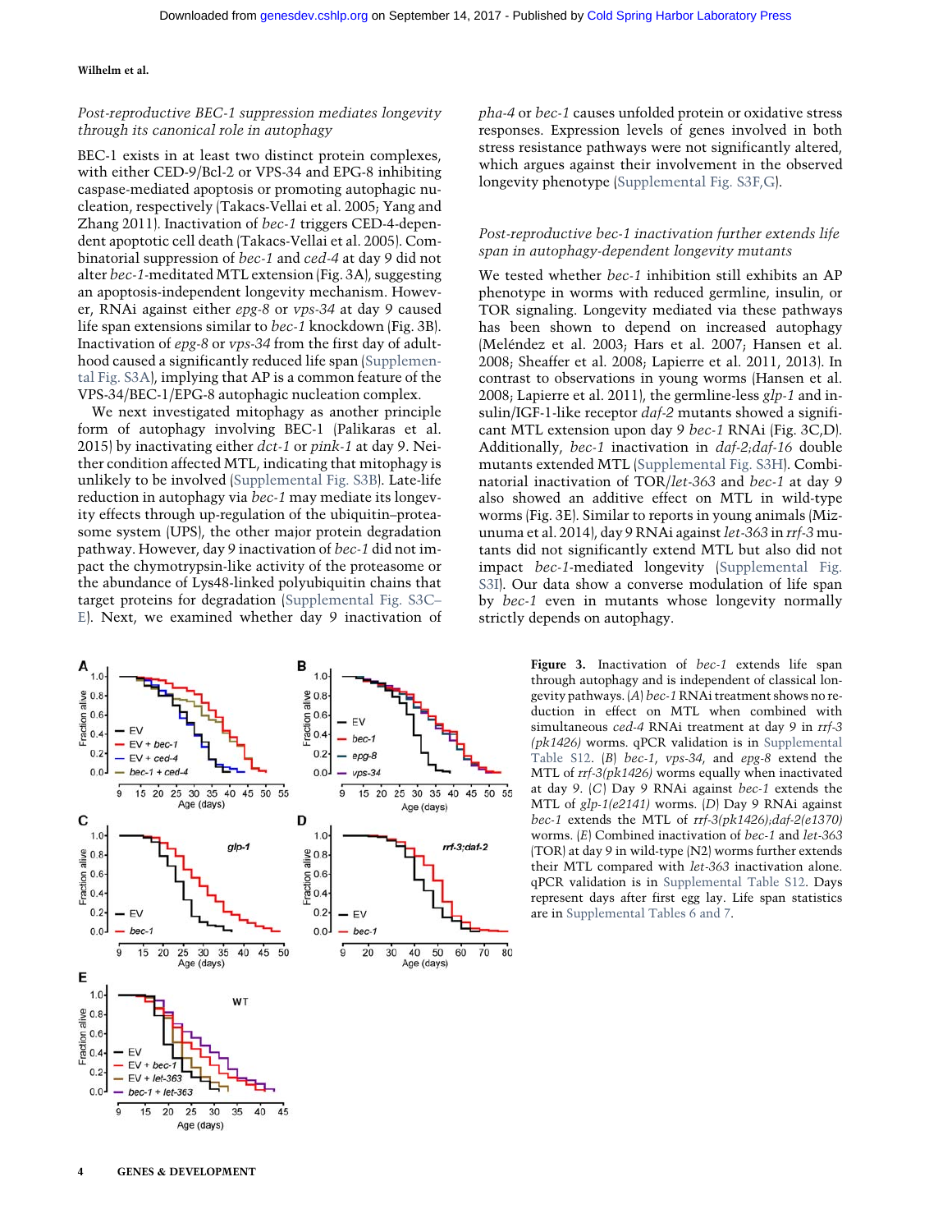### *Post-reproductive BEC-1 suppression mediates longevity through its canonical role in autophagy*

BEC-1 exists in at least two distinct protein complexes, with either CED-9/Bcl-2 or VPS-34 and EPG-8 inhibiting caspase-mediated apoptosis or promoting autophagic nucleation, respectively (Takacs-Vellai et al. 2005; Yang and Zhang 2011). Inactivation of *bec-1* triggers CED-4-dependent apoptotic cell death (Takacs-Vellai et al. 2005). Combinatorial suppression of *bec-1* and *ced-4* at day 9 did not alter *bec-1*-meditated MTL extension (Fig. 3A), suggesting an apoptosis-independent longevity mechanism. However, RNAi against either *epg-8* or *vps-34* at day 9 caused life span extensions similar to *bec-1* knockdown (Fig. 3B). Inactivation of *epg-8* or *vps-34* from the first day of adulthood caused a significantly reduced life span (Supplemental Fig. S3A), implying that AP is a common feature of the VPS-34/BEC-1/EPG-8 autophagic nucleation complex.

We next investigated mitophagy as another principle form of autophagy involving BEC-1 (Palikaras et al. 2015) by inactivating either *dct-1* or *pink-1* at day 9. Neither condition affected MTL, indicating that mitophagy is unlikely to be involved (Supplemental Fig. S3B). Late-life reduction in autophagy via *bec-1* may mediate its longevity effects through up-regulation of the ubiquitin–proteasome system (UPS), the other major protein degradation pathway. However, day 9 inactivation of *bec-1* did not impact the chymotrypsin-like activity of the proteasome or the abundance of Lys48-linked polyubiquitin chains that target proteins for degradation (Supplemental Fig. S3C–E). Next, we examined whether day 9 inactivation of *pha-4* or *bec-1* causes unfolded protein or oxidative stress responses. Expression levels of genes involved in both stress resistance pathways were not significantly altered, which argues against their involvement in the observed longevity phenotype (Supplemental Fig. S3F,G).

### *Post-reproductive bec-1 inactivation further extends life span in autophagy-dependent longevity mutants*

We tested whether *bec-1* inhibition still exhibits an AP phenotype in worms with reduced germline, insulin, or TOR signaling. Longevity mediated via these pathways has been shown to depend on increased autophagy (Meléndez et al. 2003; Hars et al. 2007; Hansen et al. 2008; Sheaffer et al. 2008; Lapierre et al. 2011, 2013). In contrast to observations in young worms (Hansen et al. 2008; Lapierre et al. 2011), the germline-less *glp-1* and insulin/IGF-1-like receptor *daf-2* mutants showed a significant MTL extension upon day 9 *bec-1* RNAi (Fig. 3C,D). Additionally, *bec-1* inactivation in *daf-2;daf-16* double mutants extended MTL (Supplemental Fig. S3H). Combinatorial inactivation of TOR/*let-363* and *bec-1* at day 9 also showed an additive effect on MTL in wild-type worms (Fig. 3E). Similar to reports in young animals (Mizunuma et al. 2014), day 9 RNAi against *let-363* in *rrf-3* mutants did not significantly extend MTL but also did not impact *bec-1*-mediated longevity (Supplemental Fig. S3I). Our data show a converse modulation of life span by *bec-1* even in mutants whose longevity normally strictly depends on autophagy.

**Figure 3.** Inactivation of *bec-1* extends life span through autophagy and is independent of classical longevity pathways. (*A*) *bec-1* RNAi treatment shows no reduction in effect on MTL when combined with simultaneous *ced-4* RNAi treatment at day 9 in *rrf-3 (pk1426)* worms. qPCR validation is in Supplemental Table S12. (*B*) *bec-1*, *vps-34*, and *epg-8* extend the MTL of *rrf-3(pk1426)* worms equally when inactivated at day 9. (*C*) Day 9 RNAi against *bec-1* extends the MTL of *glp-1(e2141)* worms. (*D*) Day 9 RNAi against *bec-1* extends the MTL of *rrf-3(pk1426);daf-2(e1370)* worms. (*E*) Combined inactivation of *bec-1* and *let-363* (TOR) at day 9 in wild-type (N2) worms further extends their MTL compared with *let-363* inactivation alone. qPCR validation is in Supplemental Table S12. Days represent days after first egg lay. Life span statistics are in Supplemental Tables 6 and 7.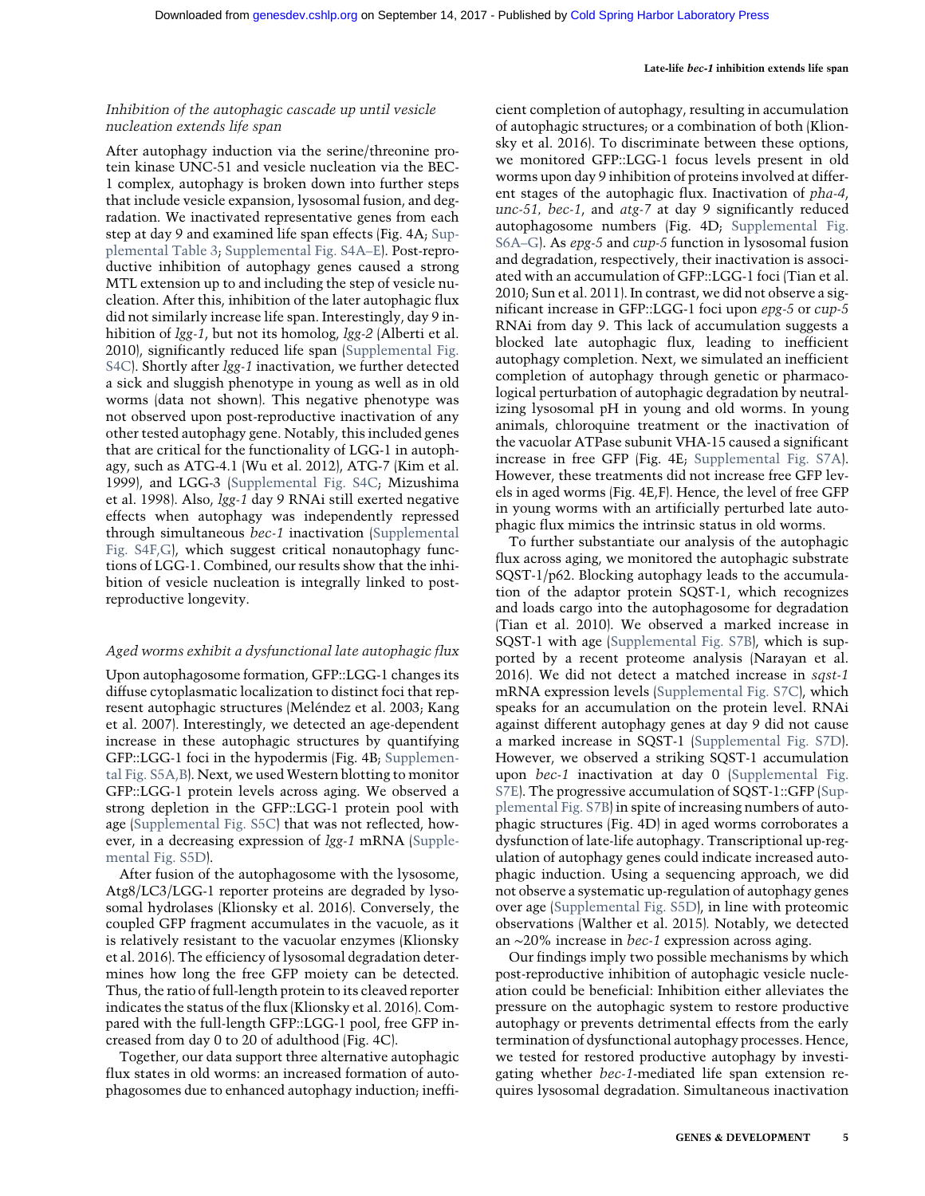### *Inhibition of the autophagic cascade up until vesicle nucleation extends life span*

After autophagy induction via the serine/threonine protein kinase UNC-51 and vesicle nucleation via the BEC-1 complex, autophagy is broken down into further steps that include vesicle expansion, lysosomal fusion, and degradation. We inactivated representative genes from each step at day 9 and examined life span effects (Fig. 4A; Supplemental Table 3; Supplemental Fig. S4A–E). Post-reproductive inhibition of autophagy genes caused a strong MTL extension up to and including the step of vesicle nucleation. After this, inhibition of the later autophagic flux did not similarly increase life span. Interestingly, day 9 inhibition of *lgg-1*, but not its homolog, *lgg-2* (Alberti et al. 2010), significantly reduced life span (Supplemental Fig. S4C). Shortly after *lgg-1* inactivation, we further detected a sick and sluggish phenotype in young as well as in old worms (data not shown). This negative phenotype was not observed upon post-reproductive inactivation of any other tested autophagy gene. Notably, this included genes that are critical for the functionality of LGG-1 in autophagy, such as ATG-4.1 (Wu et al. 2012), ATG-7 (Kim et al. 1999), and LGG-3 (Supplemental Fig. S4C; Mizushima et al. 1998). Also, *lgg-1* day 9 RNAi still exerted negative effects when autophagy was independently repressed through simultaneous *bec-1* inactivation (Supplemental Fig. S4F,G), which suggest critical nonautophagy functions of LGG-1. Combined, our results show that the inhibition of vesicle nucleation is integrally linked to post-reproductive longevity.

### *Aged worms exhibit a dysfunctional late autophagic flux*

Upon autophagosome formation, GFP::LGG-1 changes its diffuse cytoplasmatic localization to distinct foci that represent autophagic structures (Meléndez et al. 2003; Kang et al. 2007). Interestingly, we detected an age-dependent increase in these autophagic structures by quantifying GFP::LGG-1 foci in the hypodermis (Fig. 4B; Supplemental Fig. S5A,B). Next, we used Western blotting to monitor GFP::LGG-1 protein levels across aging. We observed a strong depletion in the GFP::LGG-1 protein pool with age (Supplemental Fig. S5C) that was not reflected, however, in a decreasing expression of *lgg-1* mRNA (Supplemental Fig. S5D).

After fusion of the autophagosome with the lysosome, Atg8/LC3/LGG-1 reporter proteins are degraded by lysosomal hydrolases (Klionsky et al. 2016). Conversely, the coupled GFP fragment accumulates in the vacuole, as it is relatively resistant to the vacuolar enzymes (Klionsky et al. 2016). The efficiency of lysosomal degradation determines how long the free GFP moiety can be detected. Thus, the ratio of full-length protein to its cleaved reporter indicates the status of the flux (Klionsky et al. 2016). Compared with the full-length GFP::LGG-1 pool, free GFP increased from day 0 to 20 of adulthood (Fig. 4C).

Together, our data support three alternative autophagic flux states in old worms: an increased formation of autophagosomes due to enhanced autophagy induction; inefficient completion of autophagy, resulting in accumulation of autophagic structures; or a combination of both (Klionsky et al. 2016). To discriminate between these options, we monitored GFP::LGG-1 focus levels present in old worms upon day 9 inhibition of proteins involved at different stages of the autophagic flux. Inactivation of *pha-4*, *unc-51*, *bec-1*, and *atg-7* at day 9 significantly reduced autophagosome numbers (Fig. 4D; Supplemental Fig. S6A–G). As *epg-5* and *cup-5* function in lysosomal fusion and degradation, respectively, their inactivation is associated with an accumulation of GFP::LGG-1 foci (Tian et al. 2010; Sun et al. 2011). In contrast, we did not observe a significant increase in GFP::LGG-1 foci upon *epg-5* or *cup-5* RNAi from day 9. This lack of accumulation suggests a blocked late autophagic flux, leading to inefficient autophagy completion. Next, we simulated an inefficient completion of autophagy through genetic or pharmacological perturbation of autophagic degradation by neutralizing lysosomal pH in young and old worms. In young animals, chloroquine treatment or the inactivation of the vacuolar ATPase subunit VHA-15 caused a significant increase in free GFP (Fig. 4E; Supplemental Fig. S7A). However, these treatments did not increase free GFP levels in aged worms (Fig. 4E,F). Hence, the level of free GFP in young worms with an artificially perturbed late autophagic flux mimics the intrinsic status in old worms.

To further substantiate our analysis of the autophagic flux across aging, we monitored the autophagic substrate SQST-1/p62. Blocking autophagy leads to the accumulation of the adaptor protein SQST-1, which recognizes and loads cargo into the autophagosome for degradation (Tian et al. 2010). We observed a marked increase in SQST-1 with age (Supplemental Fig. S7B), which is supported by a recent proteome analysis (Narayan et al. 2016). We did not detect a matched increase in *sqst-1* mRNA expression levels (Supplemental Fig. S7C), which speaks for an accumulation on the protein level. RNAi against different autophagy genes at day 9 did not cause a marked increase in SQST-1 (Supplemental Fig. S7D). However, we observed a striking SQST-1 accumulation upon *bec-1* inactivation at day 0 (Supplemental Fig. S7E). The progressive accumulation of SQST-1::GFP (Supplemental Fig. S7B) in spite of increasing numbers of autophagic structures (Fig. 4D) in aged worms corroborates a dysfunction of late-life autophagy. Transcriptional up-regulation of autophagy genes could indicate increased autophagic induction. Using a sequencing approach, we did not observe a systematic up-regulation of autophagy genes over age (Supplemental Fig. S5D), in line with proteomic observations (Walther et al. 2015). Notably, we detected an ∼20% increase in *bec-1* expression across aging.

Our findings imply two possible mechanisms by which post-reproductive inhibition of autophagic vesicle nucleation could be beneficial: Inhibition either alleviates the pressure on the autophagic system to restore productive autophagy or prevents detrimental effects from the early termination of dysfunctional autophagy processes. Hence, we tested for restored productive autophagy by investigating whether *bec-1*-mediated life span extension requires lysosomal degradation. Simultaneous inactivation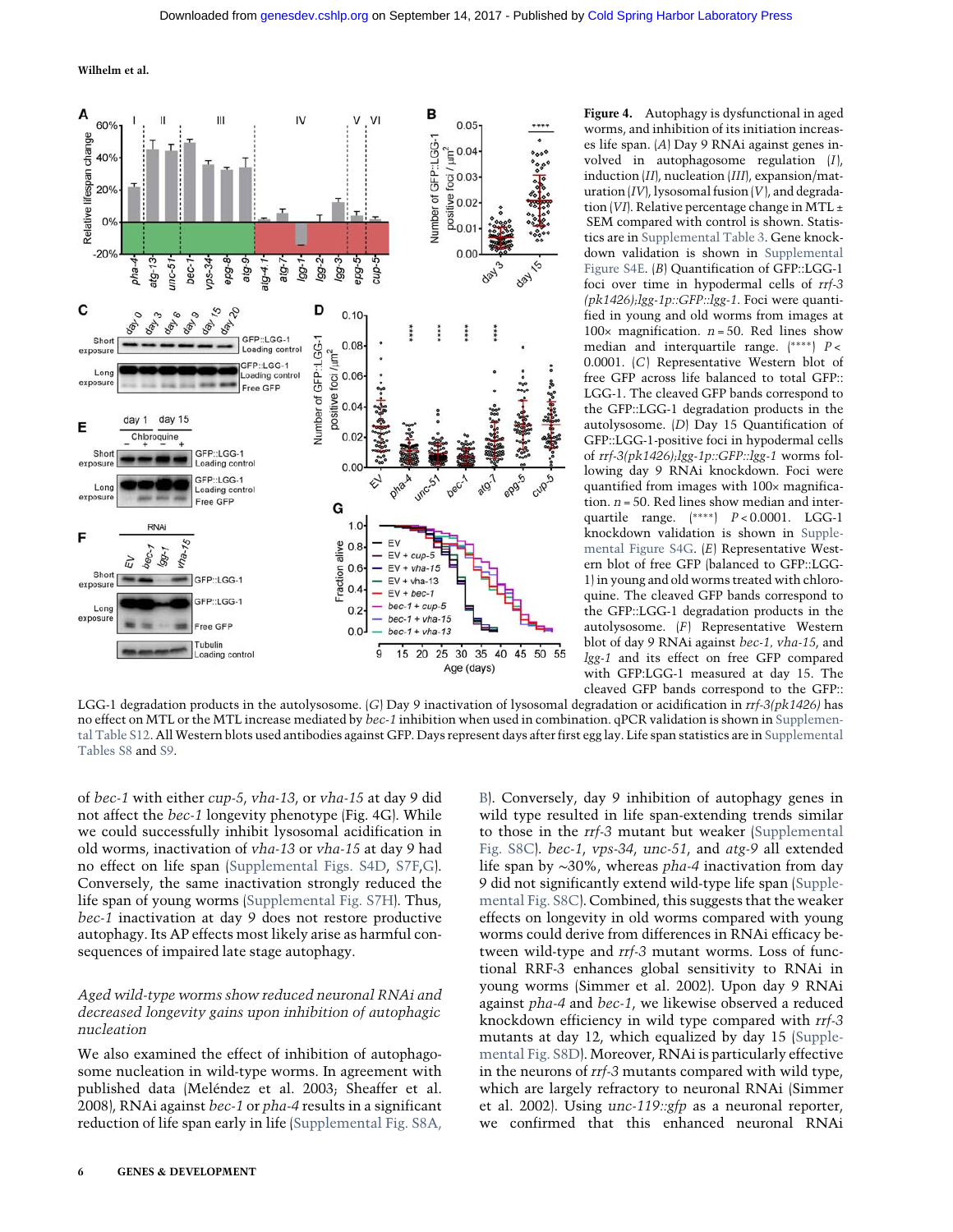**Figure 4.** Autophagy is dysfunctional in aged worms, and inhibition of its initiation increases life span. (*A*) Day 9 RNAi against genes involved in autophagosome regulation (*I*), induction (*II*), nucleation (*III*), expansion/maturation (*IV*), lysosomal fusion (*V*), and degradation (*VI*). Relative percentage change in MTL ± SEM compared with control is shown. Statistics are in Supplemental Table 3. Gene knockdown validation is shown in Supplemental Figure S4E. (*B*) Quantification of GFP::LGG-1 foci over time in hypodermal cells of *rrf-3 (pk1426);lgg-1p::GFP::lgg-1*. Foci were quantified in young and old worms from images at 100× magnification. $n = 50$. Red lines show median and interquartile range. (****) $P < 0.0001$. (*C*) Representative Western blot of free GFP across life balanced to total GFP::LGG-1. The cleaved GFP bands correspond to the GFP::LGG-1 degradation products in the autolysosome. (*D*) Day 15 Quantification of GFP::LGG-1-positive foci in hypodermal cells of *rrf-3(pk1426);lgg-1p::GFP::lgg-1* worms following day 9 RNAi knockdown. Foci were quantified from images with 100× magnification. $n = 50$. Red lines show median and interquartile range. (****) $P < 0.0001$. LGG-1 knockdown validation is shown in Supplemental Figure S4G. (*E*) Representative Western blot of free GFP (balanced to GFP::LGG-1) in young and old worms treated with chloroquine. The cleaved GFP bands correspond to the GFP::LGG-1 degradation products in the autolysosome. (*F*) Representative Western blot of day 9 RNAi against *bec-1*, *vha-15*, and *lgg-1* and its effect on free GFP compared with GFP:LGG-1 measured at day 15. The cleaved GFP bands correspond to the GFP::LGG-1 degradation products in the autolysosome. (*G*) Day 9 inactivation of lysosomal degradation or acidification in *rrf-3(pk1426)* has no effect on MTL or the MTL increase mediated by *bec-1* inhibition when used in combination. qPCR validation is shown in Supplemental Table S12. All Western blots used antibodies against GFP. Days represent days after first egg lay. Life span statistics are in Supplemental Tables S8 and S9.

of *bec-1* with either *cup-5*, *vha-13*, or *vha-15* at day 9 did not affect the *bec-1* longevity phenotype (Fig. 4G). While we could successfully inhibit lysosomal acidification in old worms, inactivation of *vha-13* or *vha-15* at day 9 had no effect on life span (Supplemental Figs. S4D, S7F,G). Conversely, the same inactivation strongly reduced the life span of young worms (Supplemental Fig. S7H). Thus, *bec-1* inactivation at day 9 does not restore productive autophagy. Its AP effects most likely arise as harmful consequences of impaired late stage autophagy.

### *Aged wild-type worms show reduced neuronal RNAi and decreased longevity gains upon inhibition of autophagic nucleation*

We also examined the effect of inhibition of autophagosome nucleation in wild-type worms. In agreement with published data (Meléndez et al. 2003; Sheaffer et al. 2008), RNAi against *bec-1* or *pha-4* results in a significant reduction of life span early in life (Supplemental Fig. S8A,B). Conversely, day 9 inhibition of autophagy genes in wild type resulted in life span-extending trends similar to those in the *rrf-3* mutant but weaker (Supplemental Fig. S8C). *bec-1*, *vps-34*, *unc-51*, and *atg-9* all extended life span by ∼30%, whereas *pha-4* inactivation from day 9 did not significantly extend wild-type life span (Supplemental Fig. S8C). Combined, this suggests that the weaker effects on longevity in old worms compared with young worms could derive from differences in RNAi efficacy between wild-type and *rrf-3* mutant worms. Loss of functional RRF-3 enhances global sensitivity to RNAi in young worms (Simmer et al. 2002). Upon day 9 RNAi against *pha-4* and *bec-1*, we likewise observed a reduced knockdown efficiency in wild type compared with *rrf-3* mutants at day 12, which equalized by day 15 (Supplemental Fig. S8D). Moreover, RNAi is particularly effective in the neurons of *rrf-3* mutants compared with wild type, which are largely refractory to neuronal RNAi (Simmer et al. 2002). Using *unc-119::gfp* as a neuronal reporter, we confirmed that this enhanced neuronal RNAi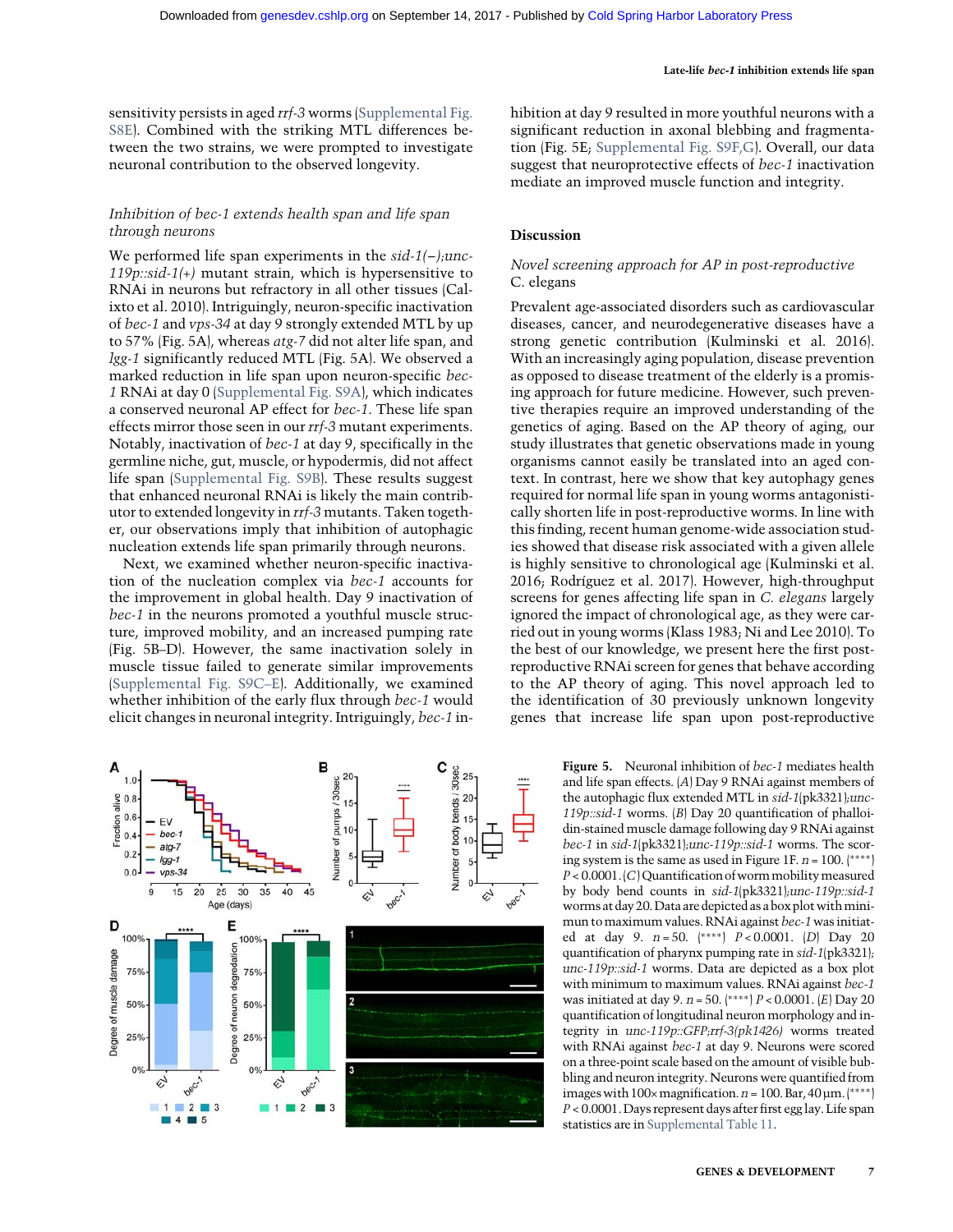sensitivity persists in aged *rrf-3* worms (Supplemental Fig. S8E). Combined with the striking MTL differences between the two strains, we were prompted to investigate neuronal contribution to the observed longevity.

### *Inhibition of bec-1 extends health span and life span through neurons*

We performed life span experiments in the *sid-1(−);unc-119p::sid-1(+)* mutant strain, which is hypersensitive to RNAi in neurons but refractory in all other tissues (Calixto et al. 2010). Intriguingly, neuron-specific inactivation of *bec-1* and *vps-34* at day 9 strongly extended MTL by up to 57% (Fig. 5A), whereas *atg-7* did not alter life span, and *lgg-1* significantly reduced MTL (Fig. 5A). We observed a marked reduction in life span upon neuron-specific *bec-1* RNAi at day 0 (Supplemental Fig. S9A), which indicates a conserved neuronal AP effect for *bec-1*. These life span effects mirror those seen in our *rrf-3* mutant experiments. Notably, inactivation of *bec-1* at day 9, specifically in the germline niche, gut, muscle, or hypodermis, did not affect life span (Supplemental Fig. S9B). These results suggest that enhanced neuronal RNAi is likely the main contributor to extended longevity in *rrf-3* mutants. Taken together, our observations imply that inhibition of autophagic nucleation extends life span primarily through neurons.

Next, we examined whether neuron-specific inactivation of the nucleation complex via *bec-1* accounts for the improvement in global health. Day 9 inactivation of *bec-1* in the neurons promoted a youthful muscle structure, improved mobility, and an increased pumping rate (Fig. 5B–D). However, the same inactivation solely in muscle tissue failed to generate similar improvements (Supplemental Fig. S9C–E). Additionally, we examined whether inhibition of the early flux through *bec-1* would elicit changes in neuronal integrity. Intriguingly, *bec-1* inhibition at day 9 resulted in more youthful neurons with a significant reduction in axonal blebbing and fragmentation (Fig. 5E; Supplemental Fig. S9F,G). Overall, our data suggest that neuroprotective effects of *bec-1* inactivation mediate an improved muscle function and integrity.

## Discussion

### *Novel screening approach for AP in post-reproductive* C. elegans

Prevalent age-associated disorders such as cardiovascular diseases, cancer, and neurodegenerative diseases have a strong genetic contribution (Kulminski et al. 2016). With an increasingly aging population, disease prevention as opposed to disease treatment of the elderly is a promising approach for future medicine. However, such preventive therapies require an improved understanding of the genetics of aging. Based on the AP theory of aging, our study illustrates that genetic observations made in young organisms cannot easily be translated into an aged context. In contrast, here we show that key autophagy genes required for normal life span in young worms antagonistically shorten life in post-reproductive worms. In line with this finding, recent human genome-wide association studies showed that disease risk associated with a given allele is highly sensitive to chronological age (Kulminski et al. 2016; Rodríguez et al. 2017). However, high-throughput screens for genes affecting life span in *C. elegans* largely ignored the impact of chronological age, as they were carried out in young worms (Klass 1983; Ni and Lee 2010). To the best of our knowledge, we present here the first post-reproductive RNAi screen for genes that behave according to the AP theory of aging. This novel approach led to the identification of 30 previously unknown longevity genes that increase life span upon post-reproductive

**Figure 5.** Neuronal inhibition of *bec-1* mediates health and life span effects. (*A*) Day 9 RNAi against members of the autophagic flux extended MTL in *sid-1*(pk3321)*;unc-119p::sid-1* worms. (*B*) Day 20 quantification of phalloidin-stained muscle damage following day 9 RNAi against *bec-1* in *sid-1*(pk3321)*;unc-119p::sid-1* worms. The scoring system is the same as used in Figure 1F. $n = 100$. (****) $P < 0.0001$. (*C*) Quantification of worm mobility measured by body bend counts in *sid-1*(pk3321)*;unc-119p::sid-1* worms at day 20. Data are depicted as a box plot with minimum to maximum values. RNAi against *bec-1* was initiated at day 9. $n = 50$. (****) $P < 0.0001$. (*D*) Day 20 quantification of pharynx pumping rate in *sid-1*(pk3321)*; unc-119p::sid-1* worms. Data are depicted as a box plot with minimum to maximum values. RNAi against *bec-1* was initiated at day 9. $n = 50$. (****) $P < 0.0001$. (*E*) Day 20 quantification of longitudinal neuron morphology and integrity in *unc-119p::GFP;rrf-3(pk1426)* worms treated with RNAi against *bec-1* at day 9. Neurons were scored on a three-point scale based on the amount of visible bubbling and neuron integrity. Neurons were quantified from images with 100× magnification. $n = 100$. Bar, 40 µm. (****) $P < 0.0001$. Days represent days after first egg lay. Life span statistics are in Supplemental Table 11.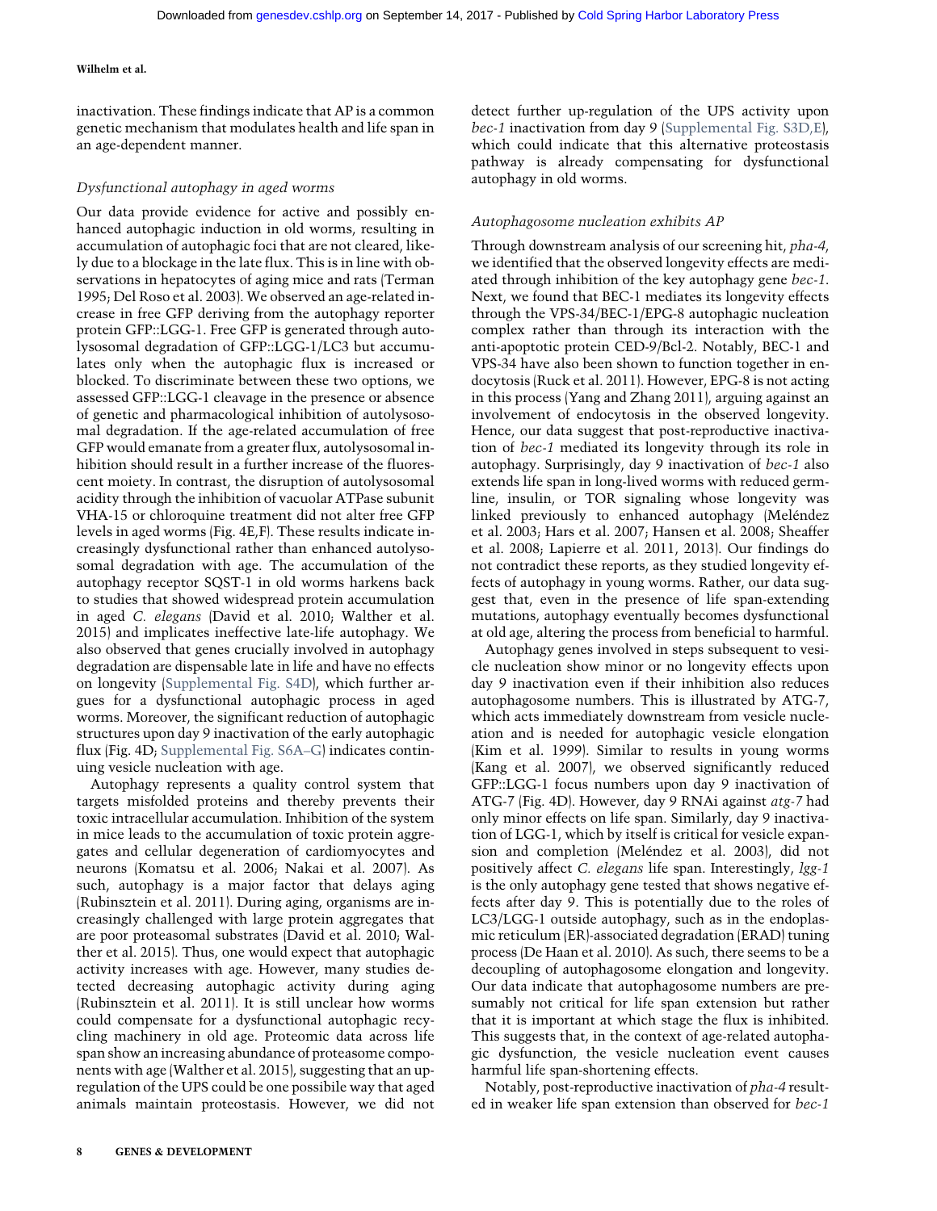inactivation. These findings indicate that AP is a common genetic mechanism that modulates health and life span in an age-dependent manner.

### *Dysfunctional autophagy in aged worms*

Our data provide evidence for active and possibly enhanced autophagic induction in old worms, resulting in accumulation of autophagic foci that are not cleared, likely due to a blockage in the late flux. This is in line with observations in hepatocytes of aging mice and rats (Terman 1995; Del Roso et al. 2003). We observed an age-related increase in free GFP deriving from the autophagy reporter protein GFP::LGG-1. Free GFP is generated through autolysosomal degradation of GFP::LGG-1/LC3 but accumulates only when the autophagic flux is increased or blocked. To discriminate between these two options, we assessed GFP::LGG-1 cleavage in the presence or absence of genetic and pharmacological inhibition of autolysosomal degradation. If the age-related accumulation of free GFP would emanate from a greater flux, autolysosomal inhibition should result in a further increase of the fluorescent moiety. In contrast, the disruption of autolysosomal acidity through the inhibition of vacuolar ATPase subunit VHA-15 or chloroquine treatment did not alter free GFP levels in aged worms (Fig. 4E,F). These results indicate increasingly dysfunctional rather than enhanced autolysosomal degradation with age. The accumulation of the autophagy receptor SQST-1 in old worms harkens back to studies that showed widespread protein accumulation in aged *C. elegans* (David et al. 2010; Walther et al. 2015) and implicates ineffective late-life autophagy. We also observed that genes crucially involved in autophagy degradation are dispensable late in life and have no effects on longevity (Supplemental Fig. S4D), which further argues for a dysfunctional autophagic process in aged worms. Moreover, the significant reduction of autophagic structures upon day 9 inactivation of the early autophagic flux (Fig. 4D; Supplemental Fig. S6A–G) indicates continuing vesicle nucleation with age.

Autophagy represents a quality control system that targets misfolded proteins and thereby prevents their toxic intracellular accumulation. Inhibition of the system in mice leads to the accumulation of toxic protein aggregates and cellular degeneration of cardiomyocytes and neurons (Komatsu et al. 2006; Nakai et al. 2007). As such, autophagy is a major factor that delays aging (Rubinsztein et al. 2011). During aging, organisms are increasingly challenged with large protein aggregates that are poor proteasomal substrates (David et al. 2010; Walther et al. 2015). Thus, one would expect that autophagic activity increases with age. However, many studies detected decreasing autophagic activity during aging (Rubinsztein et al. 2011). It is still unclear how worms could compensate for a dysfunctional autophagic recycling machinery in old age. Proteomic data across life span show an increasing abundance of proteasome components with age (Walther et al. 2015), suggesting that an up-regulation of the UPS could be one possibile way that aged animals maintain proteostasis. However, we did not detect further up-regulation of the UPS activity upon *bec-1* inactivation from day 9 (Supplemental Fig. S3D,E), which could indicate that this alternative proteostasis pathway is already compensating for dysfunctional autophagy in old worms.

### *Autophagosome nucleation exhibits AP*

Through downstream analysis of our screening hit, *pha-4*, we identified that the observed longevity effects are mediated through inhibition of the key autophagy gene *bec-1*. Next, we found that BEC-1 mediates its longevity effects through the VPS-34/BEC-1/EPG-8 autophagic nucleation complex rather than through its interaction with the anti-apoptotic protein CED-9/Bcl-2. Notably, BEC-1 and VPS-34 have also been shown to function together in endocytosis (Ruck et al. 2011). However, EPG-8 is not acting in this process (Yang and Zhang 2011), arguing against an involvement of endocytosis in the observed longevity. Hence, our data suggest that post-reproductive inactivation of *bec-1* mediated its longevity through its role in autophagy. Surprisingly, day 9 inactivation of *bec-1* also extends life span in long-lived worms with reduced germline, insulin, or TOR signaling whose longevity was linked previously to enhanced autophagy (Meléndez et al. 2003; Hars et al. 2007; Hansen et al. 2008; Sheaffer et al. 2008; Lapierre et al. 2011, 2013). Our findings do not contradict these reports, as they studied longevity effects of autophagy in young worms. Rather, our data suggest that, even in the presence of life span-extending mutations, autophagy eventually becomes dysfunctional at old age, altering the process from beneficial to harmful.

Autophagy genes involved in steps subsequent to vesicle nucleation show minor or no longevity effects upon day 9 inactivation even if their inhibition also reduces autophagosome numbers. This is illustrated by ATG-7, which acts immediately downstream from vesicle nucleation and is needed for autophagic vesicle elongation (Kim et al. 1999). Similar to results in young worms (Kang et al. 2007), we observed significantly reduced GFP::LGG-1 focus numbers upon day 9 inactivation of ATG-7 (Fig. 4D). However, day 9 RNAi against *atg-7* had only minor effects on life span. Similarly, day 9 inactivation of LGG-1, which by itself is critical for vesicle expansion and completion (Meléndez et al. 2003), did not positively affect *C. elegans* life span. Interestingly, *lgg-1* is the only autophagy gene tested that shows negative effects after day 9. This is potentially due to the roles of LC3/LGG-1 outside autophagy, such as in the endoplasmic reticulum (ER)-associated degradation (ERAD) tuning process (De Haan et al. 2010). As such, there seems to be a decoupling of autophagosome elongation and longevity. Our data indicate that autophagosome numbers are presumably not critical for life span extension but rather that it is important at which stage the flux is inhibited. This suggests that, in the context of age-related autophagic dysfunction, the vesicle nucleation event causes harmful life span-shortening effects.

Notably, post-reproductive inactivation of *pha-4* resulted in weaker life span extension than observed for *bec-1*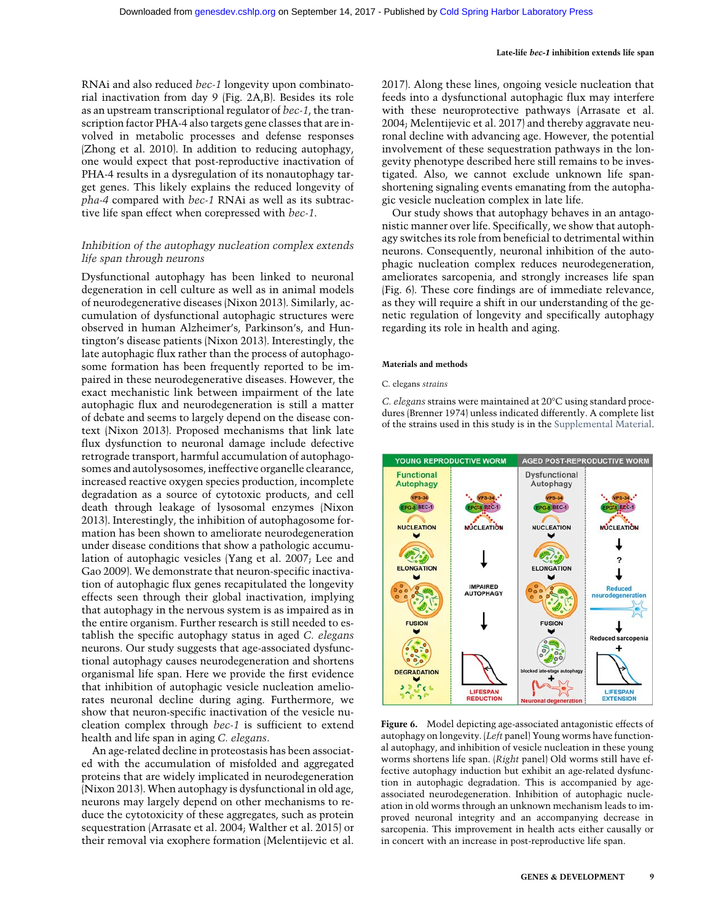RNAi and also reduced *bec-1* longevity upon combinatorial inactivation from day 9 (Fig. 2A,B). Besides its role as an upstream transcriptional regulator of *bec-1*, the transcription factor PHA-4 also targets gene classes that are involved in metabolic processes and defense responses (Zhong et al. 2010). In addition to reducing autophagy, one would expect that post-reproductive inactivation of PHA-4 results in a dysregulation of its nonautophagy target genes. This likely explains the reduced longevity of *pha-4* compared with *bec-1* RNAi as well as its subtractive life span effect when corepressed with *bec-1*.

### *Inhibition of the autophagy nucleation complex extends life span through neurons*

Dysfunctional autophagy has been linked to neuronal degeneration in cell culture as well as in animal models of neurodegenerative diseases (Nixon 2013). Similarly, accumulation of dysfunctional autophagic structures were observed in human Alzheimer's, Parkinson's, and Huntington's disease patients (Nixon 2013). Interestingly, the late autophagic flux rather than the process of autophagosome formation has been frequently reported to be impaired in these neurodegenerative diseases. However, the exact mechanistic link between impairment of the late autophagic flux and neurodegeneration is still a matter of debate and seems to largely depend on the disease context (Nixon 2013). Proposed mechanisms that link late flux dysfunction to neuronal damage include defective retrograde transport, harmful accumulation of autophagosomes and autolysosomes, ineffective organelle clearance, increased reactive oxygen species production, incomplete degradation as a source of cytotoxic products, and cell death through leakage of lysosomal enzymes (Nixon 2013). Interestingly, the inhibition of autophagosome formation has been shown to ameliorate neurodegeneration under disease conditions that show a pathologic accumulation of autophagic vesicles (Yang et al. 2007; Lee and Gao 2009). We demonstrate that neuron-specific inactivation of autophagic flux genes recapitulated the longevity effects seen through their global inactivation, implying that autophagy in the nervous system is as impaired as in the entire organism. Further research is still needed to establish the specific autophagy status in aged *C. elegans* neurons. Our study suggests that age-associated dysfunctional autophagy causes neurodegeneration and shortens organismal life span. Here we provide the first evidence that inhibition of autophagic vesicle nucleation ameliorates neuronal decline during aging. Furthermore, we show that neuron-specific inactivation of the vesicle nucleation complex through *bec-1* is sufficient to extend health and life span in aging *C. elegans*.

An age-related decline in proteostasis has been associated with the accumulation of misfolded and aggregated proteins that are widely implicated in neurodegeneration (Nixon 2013). When autophagy is dysfunctional in old age, neurons may largely depend on other mechanisms to reduce the cytotoxicity of these aggregates, such as protein sequestration (Arrasate et al. 2004; Walther et al. 2015) or their removal via exophere formation (Melentijevic et al. 2017). Along these lines, ongoing vesicle nucleation that feeds into a dysfunctional autophagic flux may interfere with these neuroprotective pathways (Arrasate et al. 2004; Melentijevic et al. 2017) and thereby aggravate neuronal decline with advancing age. However, the potential involvement of these sequestration pathways in the longevity phenotype described here still remains to be investigated. Also, we cannot exclude unknown life span-shortening signaling events emanating from the autophagic vesicle nucleation complex in late life.

Our study shows that autophagy behaves in an antagonistic manner over life. Specifically, we show that autophagy switches its role from beneficial to detrimental within neurons. Consequently, neuronal inhibition of the autophagic nucleation complex reduces neurodegeneration, ameliorates sarcopenia, and strongly increases life span (Fig. 6). These core findings are of immediate relevance, as they will require a shift in our understanding of the genetic regulation of longevity and specifically autophagy regarding its role in health and aging.

## Materials and methods

### C. elegans *strains*

*C. elegans* strains were maintained at 20°C using standard procedures (Brenner 1974) unless indicated differently. A complete list of the strains used in this study is in the Supplemental Material.

**Figure 6.** Model depicting age-associated antagonistic effects of autophagy on longevity. (*Left* panel) Young worms have functional autophagy, and inhibition of vesicle nucleation in these young worms shortens life span. (*Right* panel) Old worms still have effective autophagy induction but exhibit an age-related dysfunction in autophagic degradation. This is accompanied by age-associated neurodegeneration. Inhibition of autophagic nucleation in old worms through an unknown mechanism leads to improved neuronal integrity and an accompanying decrease in sarcopenia. This improvement in health acts either causally or in concert with an increase in post-reproductive life span.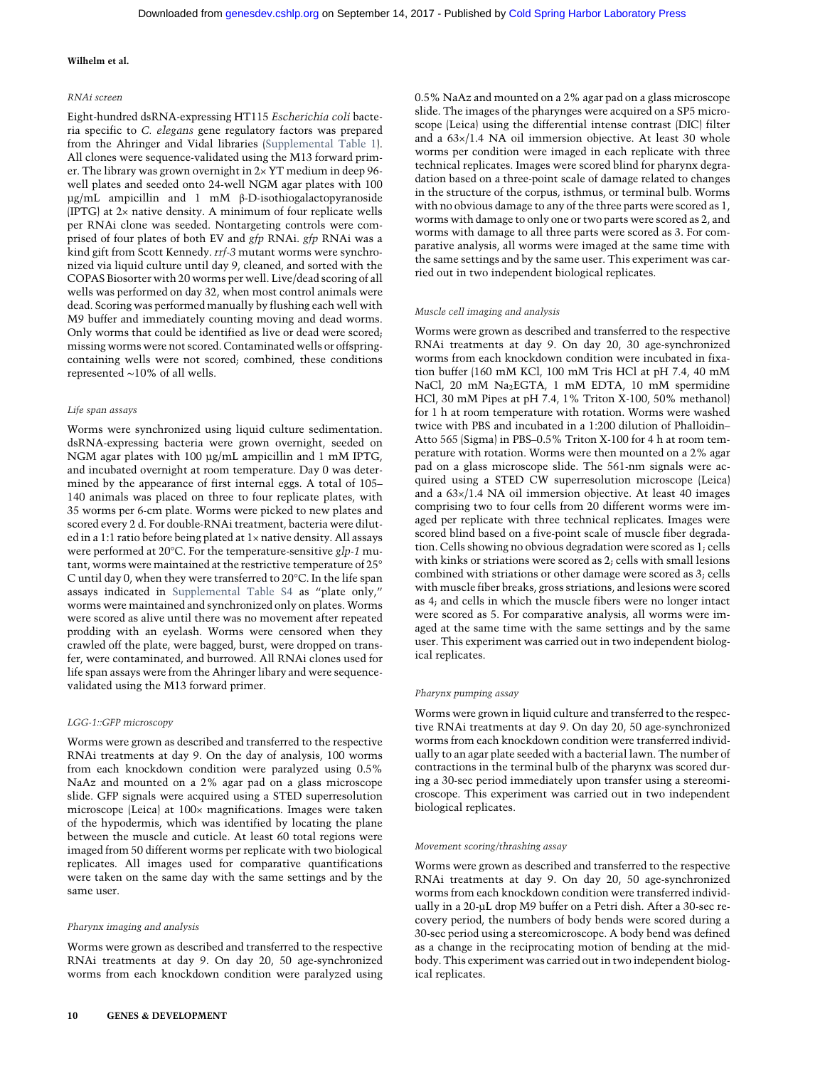### RNAi screen

Eight-hundred dsRNA-expressing HT115 *Escherichia coli* bacteria specific to *C. elegans* gene regulatory factors was prepared from the Ahringer and Vidal libraries (Supplemental Table 1). All clones were sequence-validated using the M13 forward primer. The library was grown overnight in 2× YT medium in deep 96-well plates and seeded onto 24-well NGM agar plates with 100 µg/mL ampicillin and 1 mM β-D-isothiogalactopyranoside (IPTG) at 2× native density. A minimum of four replicate wells per RNAi clone was seeded. Nontargeting controls were comprised of four plates of both EV and *gfp* RNAi. *gfp* RNAi was a kind gift from Scott Kennedy. *rrf-3* mutant worms were synchronized via liquid culture until day 9, cleaned, and sorted with the COPAS Biosorter with 20 worms per well. Live/dead scoring of all wells was performed on day 32, when most control animals were dead. Scoring was performed manually by flushing each well with M9 buffer and immediately counting moving and dead worms. Only worms that could be identified as live or dead were scored; missing worms were not scored. Contaminated wells or offspring-containing wells were not scored; combined, these conditions represented ∼10% of all wells.

### Life span assays

Worms were synchronized using liquid culture sedimentation. dsRNA-expressing bacteria were grown overnight, seeded on NGM agar plates with 100 µg/mL ampicillin and 1 mM IPTG, and incubated overnight at room temperature. Day 0 was determined by the appearance of first internal eggs. A total of 105–140 animals was placed on three to four replicate plates, with 35 worms per 6-cm plate. Worms were picked to new plates and scored every 2 d. For double-RNAi treatment, bacteria were diluted in a 1:1 ratio before being plated at 1× native density. All assays were performed at 20°C. For the temperature-sensitive *glp-1* mutant, worms were maintained at the restrictive temperature of 25°C until day 0, when they were transferred to 20°C. In the life span assays indicated in Supplemental Table S4 as "plate only," worms were maintained and synchronized only on plates. Worms were scored as alive until there was no movement after repeated prodding with an eyelash. Worms were censored when they crawled off the plate, were bagged, burst, were dropped on transfer, were contaminated, and burrowed. All RNAi clones used for life span assays were from the Ahringer libary and were sequence-validated using the M13 forward primer.

### LGG-1::GFP microscopy

Worms were grown as described and transferred to the respective RNAi treatments at day 9. On the day of analysis, 100 worms from each knockdown condition were paralyzed using 0.5% NaAz and mounted on a 2% agar pad on a glass microscope slide. GFP signals were acquired using a STED superresolution microscope (Leica) at 100× magnifications. Images were taken of the hypodermis, which was identified by locating the plane between the muscle and cuticle. At least 60 total regions were imaged from 50 different worms per replicate with two biological replicates. All images used for comparative quantifications were taken on the same day with the same settings and by the same user.

### Pharynx imaging and analysis

Worms were grown as described and transferred to the respective RNAi treatments at day 9. On day 20, 50 age-synchronized worms from each knockdown condition were paralyzed using 0.5% NaAz and mounted on a 2% agar pad on a glass microscope slide. The images of the pharynges were acquired on a SP5 microscope (Leica) using the differential intense contrast (DIC) filter and a 63×/1.4 NA oil immersion objective. At least 30 whole worms per condition were imaged in each replicate with three technical replicates. Images were scored blind for pharynx degradation based on a three-point scale of damage related to changes in the structure of the corpus, isthmus, or terminal bulb. Worms with no obvious damage to any of the three parts were scored as 1, worms with damage to only one or two parts were scored as 2, and worms with damage to all three parts were scored as 3. For comparative analysis, all worms were imaged at the same time with the same settings and by the same user. This experiment was carried out in two independent biological replicates.

### Muscle cell imaging and analysis

Worms were grown as described and transferred to the respective RNAi treatments at day 9. On day 20, 30 age-synchronized worms from each knockdown condition were incubated in fixation buffer (160 mM KCl, 100 mM Tris HCl at pH 7.4, 40 mM NaCl, 20 mM $Na_2EGTA$, 1 mM EDTA, 10 mM spermidine HCl, 30 mM Pipes at pH 7.4, 1% Triton X-100, 50% methanol) for 1 h at room temperature with rotation. Worms were washed twice with PBS and incubated in a 1:200 dilution of Phalloidin–Atto 565 (Sigma) in PBS–0.5% Triton X-100 for 4 h at room temperature with rotation. Worms were then mounted on a 2% agar pad on a glass microscope slide. The 561-nm signals were acquired using a STED CW superresolution microscope (Leica) and a 63×/1.4 NA oil immersion objective. At least 40 images comprising two to four cells from 20 different worms were imaged per replicate with three technical replicates. Images were scored blind based on a five-point scale of muscle fiber degradation. Cells showing no obvious degradation were scored as 1; cells with kinks or striations were scored as 2; cells with small lesions combined with striations or other damage were scored as 3; cells with muscle fiber breaks, gross striations, and lesions were scored as 4; and cells in which the muscle fibers were no longer intact were scored as 5. For comparative analysis, all worms were imaged at the same time with the same settings and by the same user. This experiment was carried out in two independent biological replicates.

### Pharynx pumping assay

Worms were grown in liquid culture and transferred to the respective RNAi treatments at day 9. On day 20, 50 age-synchronized worms from each knockdown condition were transferred individually to an agar plate seeded with a bacterial lawn. The number of contractions in the terminal bulb of the pharynx was scored during a 30-sec period immediately upon transfer using a stereomicroscope. This experiment was carried out in two independent biological replicates.

### Movement scoring/thrashing assay

Worms were grown as described and transferred to the respective RNAi treatments at day 9. On day 20, 50 age-synchronized worms from each knockdown condition were transferred individually in a 20-µL drop M9 buffer on a Petri dish. After a 30-sec recovery period, the numbers of body bends were scored during a 30-sec period using a stereomicroscope. A body bend was defined as a change in the reciprocating motion of bending at the midbody. This experiment was carried out in two independent biological replicates.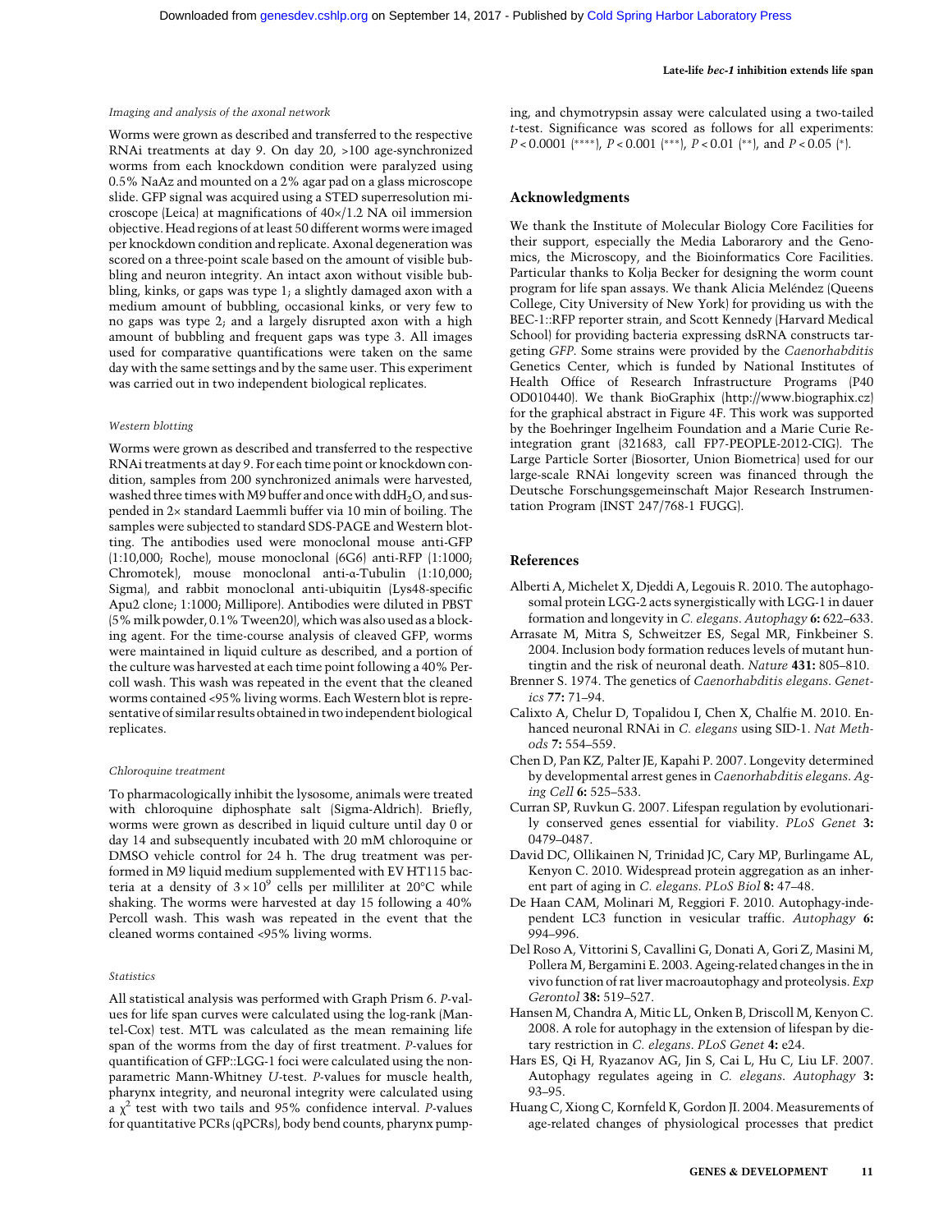### Imaging and analysis of the axonal network

Worms were grown as described and transferred to the respective RNAi treatments at day 9. On day 20, >100 age-synchronized worms from each knockdown condition were paralyzed using 0.5% NaAz and mounted on a 2% agar pad on a glass microscope slide. GFP signal was acquired using a STED superresolution microscope (Leica) at magnifications of 40×/1.2 NA oil immersion objective. Head regions of at least 50 different worms were imaged per knockdown condition and replicate. Axonal degeneration was scored on a three-point scale based on the amount of visible bubbling and neuron integrity. An intact axon without visible bubbling, kinks, or gaps was type 1; a slightly damaged axon with a medium amount of bubbling, occasional kinks, or very few to no gaps was type 2; and a largely disrupted axon with a high amount of bubbling and frequent gaps was type 3. All images used for comparative quantifications were taken on the same day with the same settings and by the same user. This experiment was carried out in two independent biological replicates.

### Western blotting

Worms were grown as described and transferred to the respective RNAi treatments at day 9. For each time point or knockdown condition, samples from 200 synchronized animals were harvested, washed three times with M9 buffer and once with $ddH_2O$, and suspended in 2× standard Laemmli buffer via 10 min of boiling. The samples were subjected to standard SDS-PAGE and Western blotting. The antibodies used were monoclonal mouse anti-GFP (1:10,000; Roche), mouse monoclonal (6G6) anti-RFP (1:1000; Chromotek), mouse monoclonal anti-α-Tubulin (1:10,000; Sigma), and rabbit monoclonal anti-ubiquitin (Lys48-specific Apu2 clone; 1:1000; Millipore). Antibodies were diluted in PBST (5% milk powder, 0.1% Tween20), which was also used as a blocking agent. For the time-course analysis of cleaved GFP, worms were maintained in liquid culture as described, and a portion of the culture was harvested at each time point following a 40% Percoll wash. This wash was repeated in the event that the cleaned worms contained <95% living worms. Each Western blot is representative of similar results obtained in two independent biological replicates.

### Chloroquine treatment

To pharmacologically inhibit the lysosome, animals were treated with chloroquine diphosphate salt (Sigma-Aldrich). Briefly, worms were grown as described in liquid culture until day 0 or day 14 and subsequently incubated with 20 mM chloroquine or DMSO vehicle control for 24 h. The drug treatment was performed in M9 liquid medium supplemented with EV HT115 bacteria at a density of $3 \times 10^9$ cells per milliliter at 20°C while shaking. The worms were harvested at day 15 following a 40% Percoll wash. This wash was repeated in the event that the cleaned worms contained <95% living worms.

### Statistics

All statistical analysis was performed with Graph Prism 6. *P*-values for life span curves were calculated using the log-rank (Mantel-Cox) test. MTL was calculated as the mean remaining life span of the worms from the day of first treatment. *P*-values for quantification of GFP::LGG-1 foci were calculated using the nonparametric Mann-Whitney *U*-test. *P*-values for muscle health, pharynx integrity, and neuronal integrity were calculated using a $\chi^2$ test with two tails and 95% confidence interval. *P*-values for quantitative PCRs (qPCRs), body bend counts, pharynx pumping, and chymotrypsin assay were calculated using a two-tailed *t*-test. Significance was scored as follows for all experiments: $P < 0.0001$ (****), $P < 0.001$ (***), $P < 0.01$ (**), and $P < 0.05$ (*).

## Acknowledgments

We thank the Institute of Molecular Biology Core Facilities for their support, especially the Media Laborarory and the Genomics, the Microscopy, and the Bioinformatics Core Facilities. Particular thanks to Kolja Becker for designing the worm count program for life span assays. We thank Alicia Meléndez (Queens College, City University of New York) for providing us with the BEC-1::RFP reporter strain, and Scott Kennedy (Harvard Medical School) for providing bacteria expressing dsRNA constructs targeting *GFP*. Some strains were provided by the *Caenorhabditis* Genetics Center, which is funded by National Institutes of Health Office of Research Infrastructure Programs (P40 OD010440). We thank BioGraphix (http://www.biographix.cz) for the graphical abstract in Figure 4F. This work was supported by the Boehringer Ingelheim Foundation and a Marie Curie Reintegration grant (321683, call FP7-PEOPLE-2012-CIG). The Large Particle Sorter (Biosorter, Union Biometrica) used for our large-scale RNAi longevity screen was financed through the Deutsche Forschungsgemeinschaft Major Research Instrumentation Program (INST 247/768-1 FUGG).

## References

Alberti A, Michelet X, Djeddi A, Legouis R. 2010. The autophagosomal protein LGG-2 acts synergistically with LGG-1 in dauer formation and longevity in *C. elegans*. *Autophagy* **6:** 622–633.

Arrasate M, Mitra S, Schweitzer ES, Segal MR, Finkbeiner S. 2004. Inclusion body formation reduces levels of mutant huntingtin and the risk of neuronal death. *Nature* **431:** 805–810.

Brenner S. 1974. The genetics of *Caenorhabditis elegans*. *Genetics* **77:** 71–94.

Calixto A, Chelur D, Topalidou I, Chen X, Chalfie M. 2010. Enhanced neuronal RNAi in *C. elegans* using SID-1. *Nat Methods* **7:** 554–559.

Chen D, Pan KZ, Palter JE, Kapahi P. 2007. Longevity determined by developmental arrest genes in *Caenorhabditis elegans*. *Aging Cell* **6:** 525–533.

Curran SP, Ruvkun G. 2007. Lifespan regulation by evolutionarily conserved genes essential for viability. *PLoS Genet* **3:** 0479–0487.

David DC, Ollikainen N, Trinidad JC, Cary MP, Burlingame AL, Kenyon C. 2010. Widespread protein aggregation as an inherent part of aging in *C. elegans*. *PLoS Biol* **8:** 47–48.

De Haan CAM, Molinari M, Reggiori F. 2010. Autophagy-independent LC3 function in vesicular traffic. *Autophagy* **6:** 994–996.

Del Roso A, Vittorini S, Cavallini G, Donati A, Gori Z, Masini M, Pollera M, Bergamini E. 2003. Ageing-related changes in the in vivo function of rat liver macroautophagy and proteolysis. *Exp Gerontol* **38:** 519–527.

Hansen M, Chandra A, Mitic LL, Onken B, Driscoll M, Kenyon C. 2008. A role for autophagy in the extension of lifespan by dietary restriction in *C. elegans*. *PLoS Genet* **4:** e24.

Hars ES, Qi H, Ryazanov AG, Jin S, Cai L, Hu C, Liu LF. 2007. Autophagy regulates ageing in *C. elegans*. *Autophagy* **3:** 93–95.

Huang C, Xiong C, Kornfeld K, Gordon JI. 2004. Measurements of age-related changes of physiological processes that predict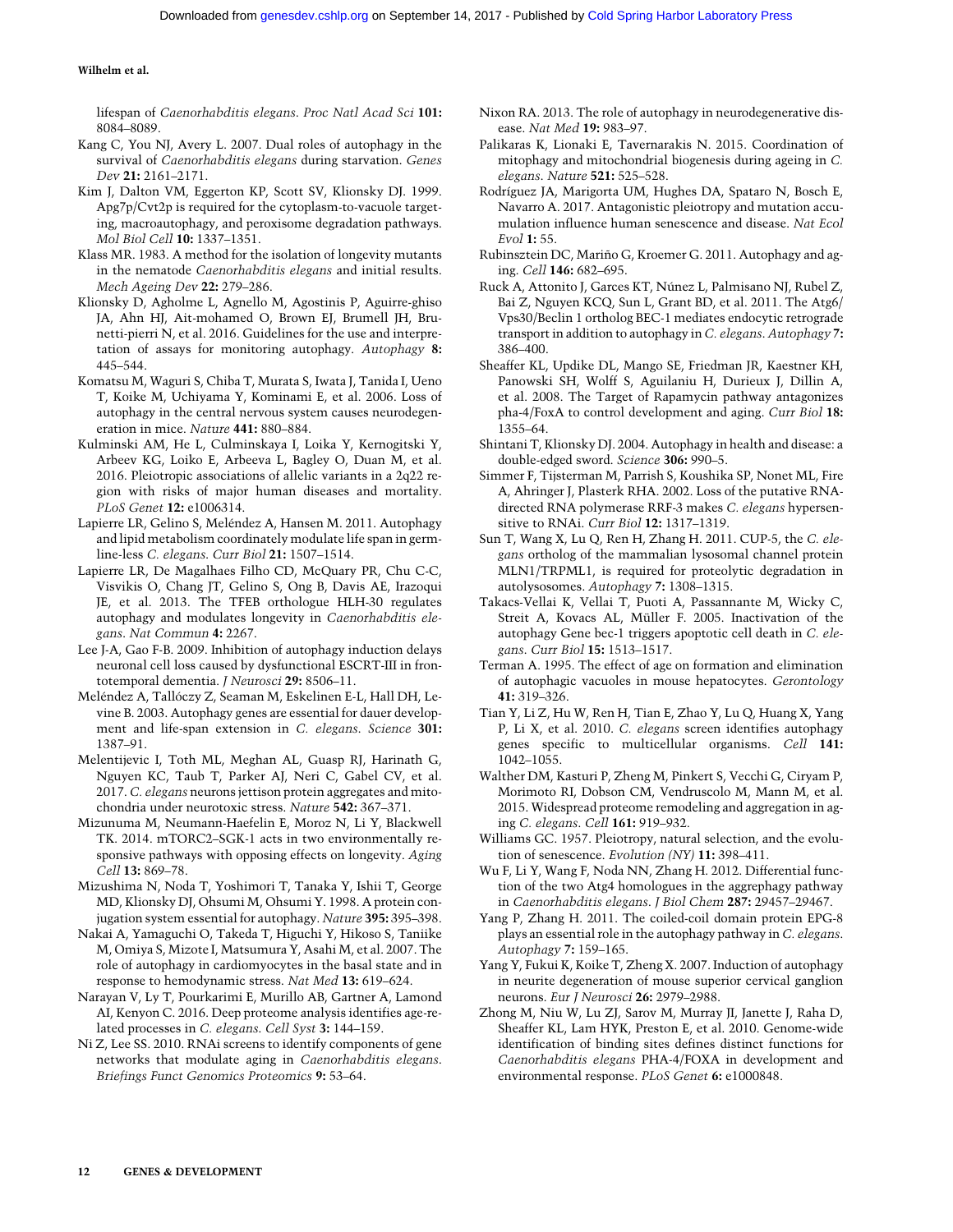lifespan of *Caenorhabditis elegans*. *Proc Natl Acad Sci* **101:** 8084–8089.

Kang C, You NJ, Avery L. 2007. Dual roles of autophagy in the survival of *Caenorhabditis elegans* during starvation. *Genes Dev* **21:** 2161–2171.

Kim J, Dalton VM, Eggerton KP, Scott SV, Klionsky DJ. 1999. Apg7p/Cvt2p is required for the cytoplasm-to-vacuole targeting, macroautophagy, and peroxisome degradation pathways. *Mol Biol Cell* **10:** 1337–1351.

Klass MR. 1983. A method for the isolation of longevity mutants in the nematode *Caenorhabditis elegans* and initial results. *Mech Ageing Dev* **22:** 279–286.

Klionsky D, Agholme L, Agnello M, Agostinis P, Aguirre-ghiso JA, Ahn HJ, Ait-mohamed O, Brown EJ, Brumell JH, Brunetti-pierri N, et al. 2016. Guidelines for the use and interpretation of assays for monitoring autophagy. *Autophagy* **8:** 445–544.

Komatsu M, Waguri S, Chiba T, Murata S, Iwata J, Tanida I, Ueno T, Koike M, Uchiyama Y, Kominami E, et al. 2006. Loss of autophagy in the central nervous system causes neurodegeneration in mice. *Nature* **441:** 880–884.

Kulminski AM, He L, Culminskaya I, Loika Y, Kernogitski Y, Arbeev KG, Loiko E, Arbeeva L, Bagley O, Duan M, et al. 2016. Pleiotropic associations of allelic variants in a 2q22 region with risks of major human diseases and mortality. *PLoS Genet* **12:** e1006314.

Lapierre LR, Gelino S, Meléndez A, Hansen M. 2011. Autophagy and lipid metabolism coordinately modulate life span in germline-less *C. elegans*. *Curr Biol* **21:** 1507–1514.

Lapierre LR, De Magalhaes Filho CD, McQuary PR, Chu C-C, Visvikis O, Chang JT, Gelino S, Ong B, Davis AE, Irazoqui JE, et al. 2013. The TFEB orthologue HLH-30 regulates autophagy and modulates longevity in *Caenorhabditis elegans*. *Nat Commun* **4:** 2267.

Lee J-A, Gao F-B. 2009. Inhibition of autophagy induction delays neuronal cell loss caused by dysfunctional ESCRT-III in frontotemporal dementia. *J Neurosci* **29:** 8506–11.

Meléndez A, Tallóczy Z, Seaman M, Eskelinen E-L, Hall DH, Levine B. 2003. Autophagy genes are essential for dauer development and life-span extension in *C. elegans*. *Science* **301:** 1387–91.

Melentijevic I, Toth ML, Meghan AL, Guasp RJ, Harinath G, Nguyen KC, Taub T, Parker AJ, Neri C, Gabel CV, et al. 2017. *C. elegans* neurons jettison protein aggregates and mitochondria under neurotoxic stress. *Nature* **542:** 367–371.

Mizunuma M, Neumann-Haefelin E, Moroz N, Li Y, Blackwell TK. 2014. mTORC2–SGK-1 acts in two environmentally responsive pathways with opposing effects on longevity. *Aging Cell* **13:** 869–78.

Mizushima N, Noda T, Yoshimori T, Tanaka Y, Ishii T, George MD, Klionsky DJ, Ohsumi M, Ohsumi Y. 1998. A protein conjugation system essential for autophagy. *Nature* **395:** 395–398.

Nakai A, Yamaguchi O, Takeda T, Higuchi Y, Hikoso S, Taniike M, Omiya S, Mizote I, Matsumura Y, Asahi M, et al. 2007. The role of autophagy in cardiomyocytes in the basal state and in response to hemodynamic stress. *Nat Med* **13:** 619–624.

Narayan V, Ly T, Pourkarimi E, Murillo AB, Gartner A, Lamond AI, Kenyon C. 2016. Deep proteome analysis identifies age-related processes in *C. elegans*. *Cell Syst* **3:** 144–159.

Ni Z, Lee SS. 2010. RNAi screens to identify components of gene networks that modulate aging in *Caenorhabditis elegans*. *Briefings Funct Genomics Proteomics* **9:** 53–64.

Nixon RA. 2013. The role of autophagy in neurodegenerative disease. *Nat Med* **19:** 983–97.

Palikaras K, Lionaki E, Tavernarakis N. 2015. Coordination of mitophagy and mitochondrial biogenesis during ageing in *C. elegans*. *Nature* **521:** 525–528.

Rodríguez JA, Marigorta UM, Hughes DA, Spataro N, Bosch E, Navarro A. 2017. Antagonistic pleiotropy and mutation accumulation influence human senescence and disease. *Nat Ecol Evol* **1:** 55.

Rubinsztein DC, Mariño G, Kroemer G. 2011. Autophagy and aging. *Cell* **146:** 682–695.

Ruck A, Attonito J, Garces KT, Núnez L, Palmisano NJ, Rubel Z, Bai Z, Nguyen KCQ, Sun L, Grant BD, et al. 2011. The Atg6/Vps30/Beclin 1 ortholog BEC-1 mediates endocytic retrograde transport in addition to autophagy in *C. elegans*. *Autophagy* **7:** 386–400.

Sheaffer KL, Updike DL, Mango SE, Friedman JR, Kaestner KH, Panowski SH, Wolff S, Aguilaniu H, Durieux J, Dillin A, et al. 2008. The Target of Rapamycin pathway antagonizes pha-4/FoxA to control development and aging. *Curr Biol* **18:** 1355–64.

Shintani T, Klionsky DJ. 2004. Autophagy in health and disease: a double-edged sword. *Science* **306:** 990–5.

Simmer F, Tijsterman M, Parrish S, Koushika SP, Nonet ML, Fire A, Ahringer J, Plasterk RHA. 2002. Loss of the putative RNA-directed RNA polymerase RRF-3 makes *C. elegans* hypersensitive to RNAi. *Curr Biol* **12:** 1317–1319.

Sun T, Wang X, Lu Q, Ren H, Zhang H. 2011. CUP-5, the *C. elegans* ortholog of the mammalian lysosomal channel protein MLN1/TRPML1, is required for proteolytic degradation in autolysosomes. *Autophagy* **7:** 1308–1315.

Takacs-Vellai K, Vellai T, Puoti A, Passannante M, Wicky C, Streit A, Kovacs AL, Müller F. 2005. Inactivation of the autophagy Gene bec-1 triggers apoptotic cell death in *C. elegans*. *Curr Biol* **15:** 1513–1517.

Terman A. 1995. The effect of age on formation and elimination of autophagic vacuoles in mouse hepatocytes. *Gerontology* **41:** 319–326.

Tian Y, Li Z, Hu W, Ren H, Tian E, Zhao Y, Lu Q, Huang X, Yang P, Li X, et al. 2010. *C. elegans* screen identifies autophagy genes specific to multicellular organisms. *Cell* **141:** 1042–1055.

Walther DM, Kasturi P, Zheng M, Pinkert S, Vecchi G, Ciryam P, Morimoto RI, Dobson CM, Vendruscolo M, Mann M, et al. 2015. Widespread proteome remodeling and aggregation in aging *C. elegans*. *Cell* **161:** 919–932.

Williams GC. 1957. Pleiotropy, natural selection, and the evolution of senescence. *Evolution (NY)* **11:** 398–411.

Wu F, Li Y, Wang F, Noda NN, Zhang H. 2012. Differential function of the two Atg4 homologues in the aggrephagy pathway in *Caenorhabditis elegans*. *J Biol Chem* **287:** 29457–29467.

Yang P, Zhang H. 2011. The coiled-coil domain protein EPG-8 plays an essential role in the autophagy pathway in *C. elegans*. *Autophagy* **7:** 159–165.

Yang Y, Fukui K, Koike T, Zheng X. 2007. Induction of autophagy in neurite degeneration of mouse superior cervical ganglion neurons. *Eur J Neurosci* **26:** 2979–2988.

Zhong M, Niu W, Lu ZJ, Sarov M, Murray JI, Janette J, Raha D, Sheaffer KL, Lam HYK, Preston E, et al. 2010. Genome-wide identification of binding sites defines distinct functions for *Caenorhabditis elegans* PHA-4/FOXA in development and environmental response. *PLoS Genet* **6:** e1000848.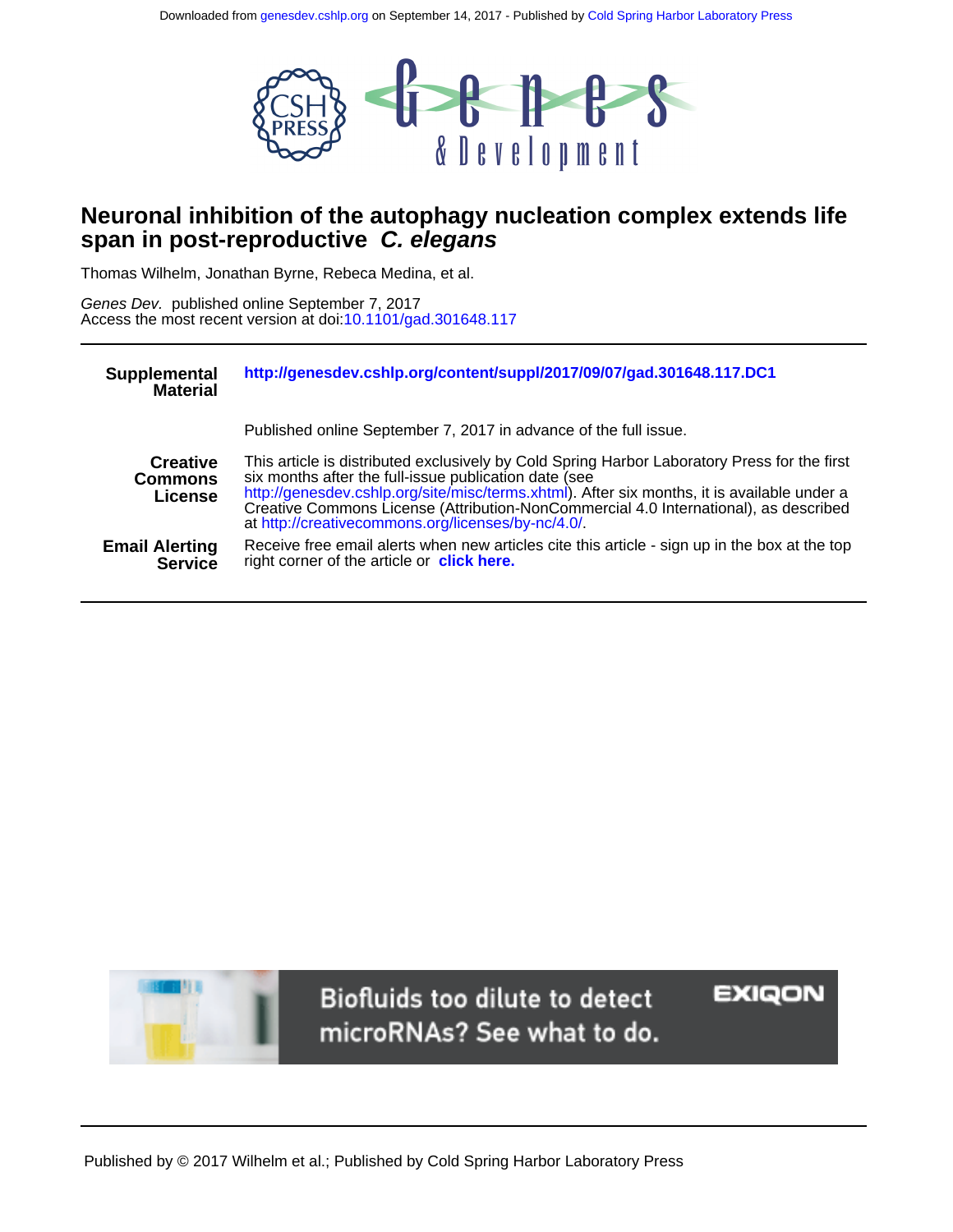Downloaded from genesdev.cshlp.org on September 14, 2017 - Published by Cold Spring Harbor Laboratory Press

# Neuronal inhibition of the autophagy nucleation complex extends life span in post-reproductive *C. elegans*

Thomas Wilhelm, Jonathan Byrne, Rebeca Medina, et al.

*Genes Dev.* published online September 7, 2017
Access the most recent version at doi:10.1101/gad.301648.117

---

| | |
|---|---|
| **Supplemental Material** | **http://genesdev.cshlp.org/content/suppl/2017/09/07/gad.301648.117.DC1** |
| | Published online September 7, 2017 in advance of the full issue. |
| **Creative Commons License** | This article is distributed exclusively by Cold Spring Harbor Laboratory Press for the first six months after the full-issue publication date (see http://genesdev.cshlp.org/site/misc/terms.xhtml). After six months, it is available under a Creative Commons License (Attribution-NonCommercial 4.0 International), as described at http://creativecommons.org/licenses/by-nc/4.0/. |
| **Email Alerting Service** | Receive free email alerts when new articles cite this article - sign up in the box at the top right corner of the article or **click here.** |

---

Biofluids too dilute to detect microRNAs? See what to do. EXIQON

---

Published by © 2017 Wilhelm et al.; Published by Cold Spring Harbor Laboratory Press